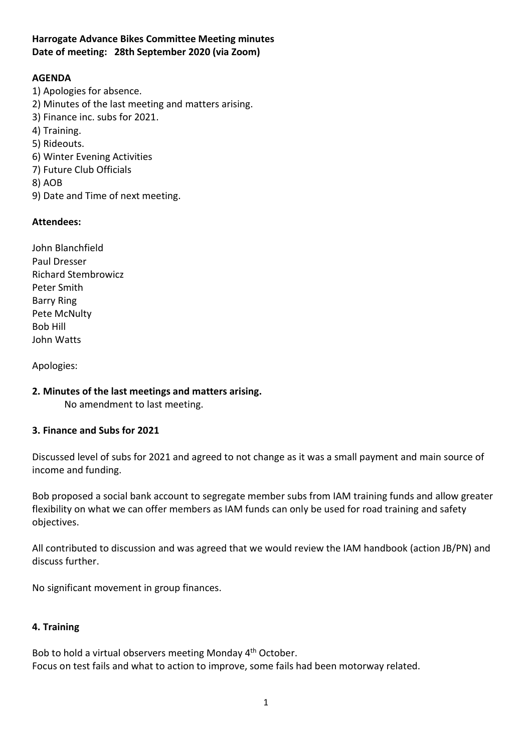**Harrogate Advance Bikes Committee Meeting minutes**
**Date of meeting: 28th September 2020 (via Zoom)**

**AGENDA**

1) Apologies for absence.
2) Minutes of the last meeting and matters arising.
3) Finance inc. subs for 2021.
4) Training.
5) Rideouts.
6) Winter Evening Activities
7) Future Club Officials
8) AOB
9) Date and Time of next meeting.

**Attendees:**

John Blanchfield
Paul Dresser
Richard Stembrowicz
Peter Smith
Barry Ring
Pete McNulty
Bob Hill
John Watts

Apologies:

**2. Minutes of the last meetings and matters arising.**

No amendment to last meeting.

**3. Finance and Subs for 2021**

Discussed level of subs for 2021 and agreed to not change as it was a small payment and main source of income and funding.

Bob proposed a social bank account to segregate member subs from IAM training funds and allow greater flexibility on what we can offer members as IAM funds can only be used for road training and safety objectives.

All contributed to discussion and was agreed that we would review the IAM handbook (action JB/PN) and discuss further.

No significant movement in group finances.

**4. Training**

Bob to hold a virtual observers meeting Monday 4th October.
Focus on test fails and what to action to improve, some fails had been motorway related.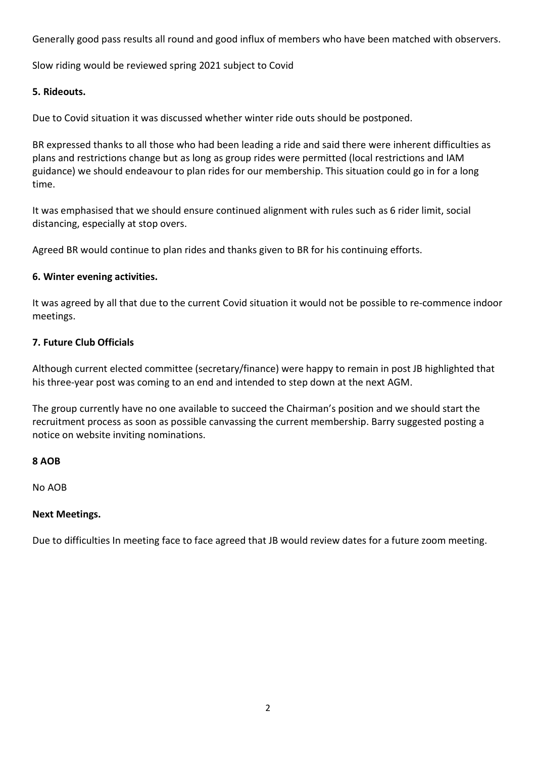Generally good pass results all round and good influx of members who have been matched with observers.

Slow riding would be reviewed spring 2021 subject to Covid

**5. Rideouts.**

Due to Covid situation it was discussed whether winter ride outs should be postponed.

BR expressed thanks to all those who had been leading a ride and said there were inherent difficulties as plans and restrictions change but as long as group rides were permitted (local restrictions and IAM guidance) we should endeavour to plan rides for our membership. This situation could go in for a long time.

It was emphasised that we should ensure continued alignment with rules such as 6 rider limit, social distancing, especially at stop overs.

Agreed BR would continue to plan rides and thanks given to BR for his continuing efforts.

**6. Winter evening activities.**

It was agreed by all that due to the current Covid situation it would not be possible to re-commence indoor meetings.

**7. Future Club Officials**

Although current elected committee (secretary/finance) were happy to remain in post JB highlighted that his three-year post was coming to an end and intended to step down at the next AGM.

The group currently have no one available to succeed the Chairman's position and we should start the recruitment process as soon as possible canvassing the current membership. Barry suggested posting a notice on website inviting nominations.

**8 AOB**

No AOB

**Next Meetings.**

Due to difficulties In meeting face to face agreed that JB would review dates for a future zoom meeting.